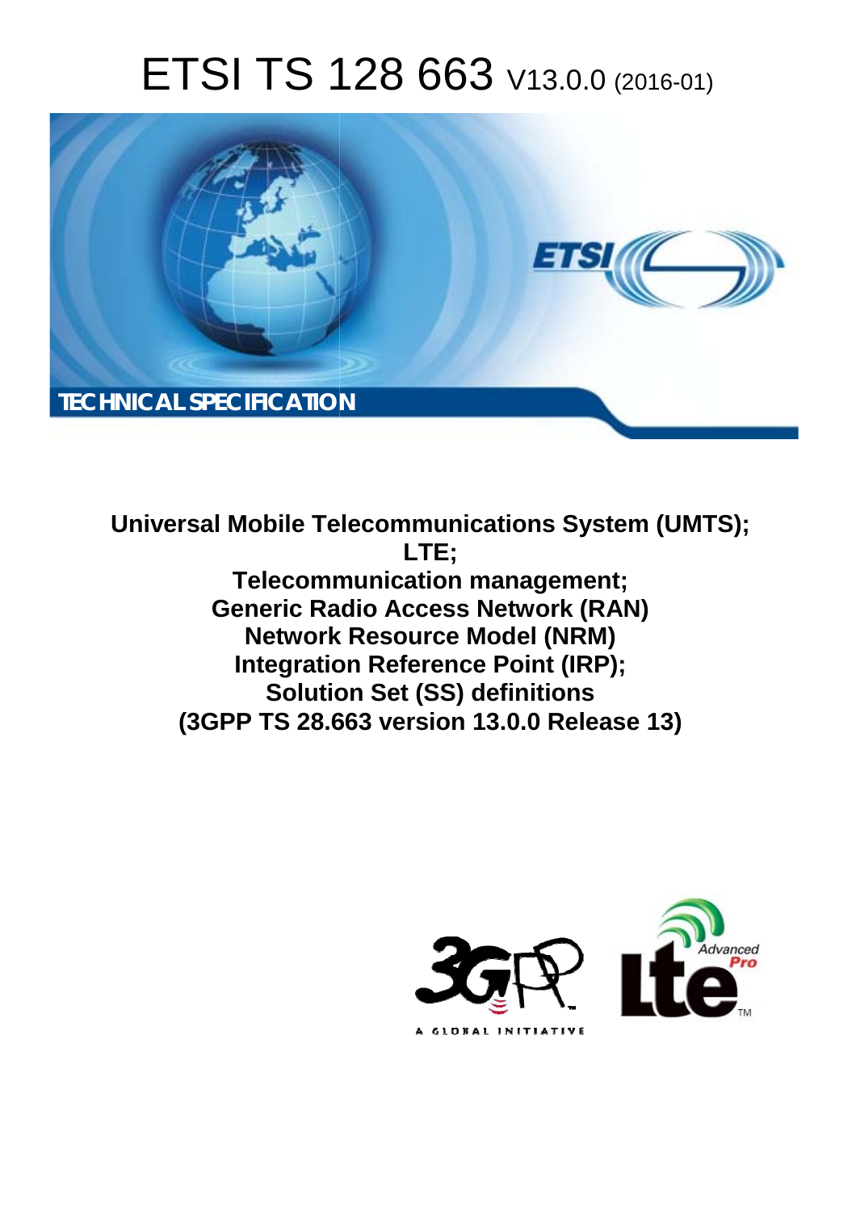# ETSI TS 128 663 V13.0.0 (2016-01)

TECHNICAL SPECIFICATION

**Universal Mobile Telecommunications System (UMTS); LTE; Telecommunication management; Generic Radio Access Network (RAN) Network Resource Model (NRM) Integration Reference Point (IRP); Solution Set (SS) definitions (3GPP TS 28.663 version 13.0.0 Release 13)**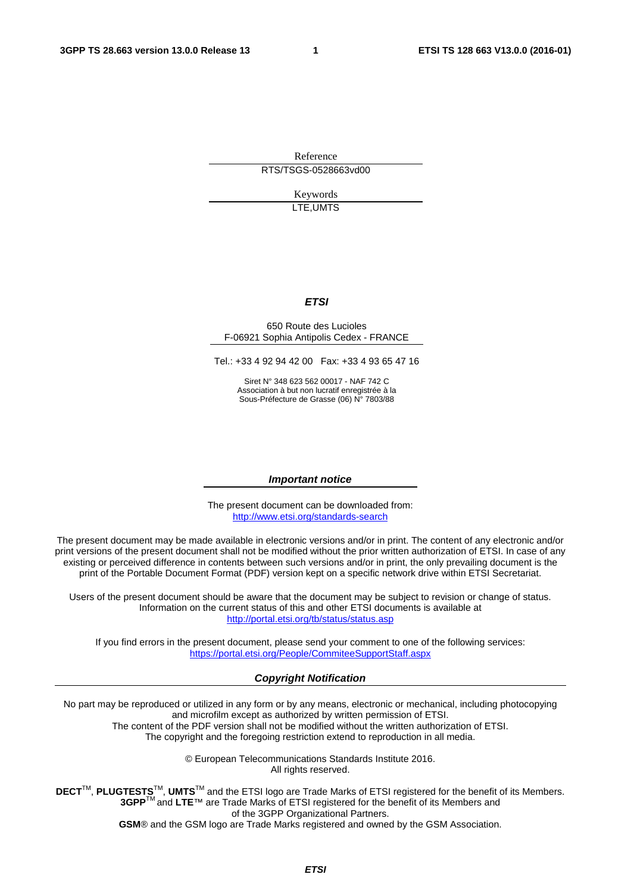Reference

RTS/TSGS-0528663vd00

Keywords

LTE,UMTS

***ETSI***

650 Route des Lucioles
F-06921 Sophia Antipolis Cedex - FRANCE

Tel.: +33 4 92 94 42 00 Fax: +33 4 93 65 47 16

Siret N° 348 623 562 00017 - NAF 742 C
Association à but non lucratif enregistrée à la
Sous-Préfecture de Grasse (06) N° 7803/88

***Important notice***

The present document can be downloaded from:
http://www.etsi.org/standards-search

The present document may be made available in electronic versions and/or in print. The content of any electronic and/or print versions of the present document shall not be modified without the prior written authorization of ETSI. In case of any existing or perceived difference in contents between such versions and/or in print, the only prevailing document is the print of the Portable Document Format (PDF) version kept on a specific network drive within ETSI Secretariat.

Users of the present document should be aware that the document may be subject to revision or change of status. Information on the current status of this and other ETSI documents is available at
http://portal.etsi.org/tb/status/status.asp

If you find errors in the present document, please send your comment to one of the following services:
https://portal.etsi.org/People/CommiteeSupportStaff.aspx

***Copyright Notification***

No part may be reproduced or utilized in any form or by any means, electronic or mechanical, including photocopying and microfilm except as authorized by written permission of ETSI.
The content of the PDF version shall not be modified without the written authorization of ETSI.
The copyright and the foregoing restriction extend to reproduction in all media.

© European Telecommunications Standards Institute 2016.
All rights reserved.

**DECT**™, **PLUGTESTS**™, **UMTS**™ and the ETSI logo are Trade Marks of ETSI registered for the benefit of its Members.
**3GPP**™ and **LTE**™ are Trade Marks of ETSI registered for the benefit of its Members and of the 3GPP Organizational Partners.
**GSM**® and the GSM logo are Trade Marks registered and owned by the GSM Association.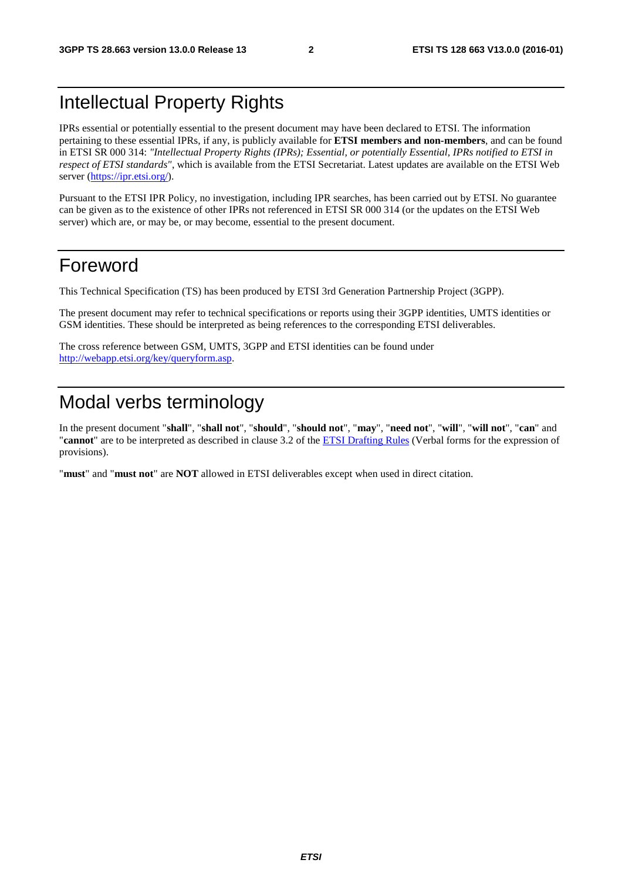# Intellectual Property Rights

IPRs essential or potentially essential to the present document may have been declared to ETSI. The information pertaining to these essential IPRs, if any, is publicly available for **ETSI members and non-members**, and can be found in ETSI SR 000 314: *"Intellectual Property Rights (IPRs); Essential, or potentially Essential, IPRs notified to ETSI in respect of ETSI standards"*, which is available from the ETSI Secretariat. Latest updates are available on the ETSI Web server (https://ipr.etsi.org/).

Pursuant to the ETSI IPR Policy, no investigation, including IPR searches, has been carried out by ETSI. No guarantee can be given as to the existence of other IPRs not referenced in ETSI SR 000 314 (or the updates on the ETSI Web server) which are, or may be, or may become, essential to the present document.

# Foreword

This Technical Specification (TS) has been produced by ETSI 3rd Generation Partnership Project (3GPP).

The present document may refer to technical specifications or reports using their 3GPP identities, UMTS identities or GSM identities. These should be interpreted as being references to the corresponding ETSI deliverables.

The cross reference between GSM, UMTS, 3GPP and ETSI identities can be found under http://webapp.etsi.org/key/queryform.asp.

# Modal verbs terminology

In the present document "**shall**", "**shall not**", "**should**", "**should not**", "**may**", "**need not**", "**will**", "**will not**", "**can**" and "**cannot**" are to be interpreted as described in clause 3.2 of the ETSI Drafting Rules (Verbal forms for the expression of provisions).

"**must**" and "**must not**" are **NOT** allowed in ETSI deliverables except when used in direct citation.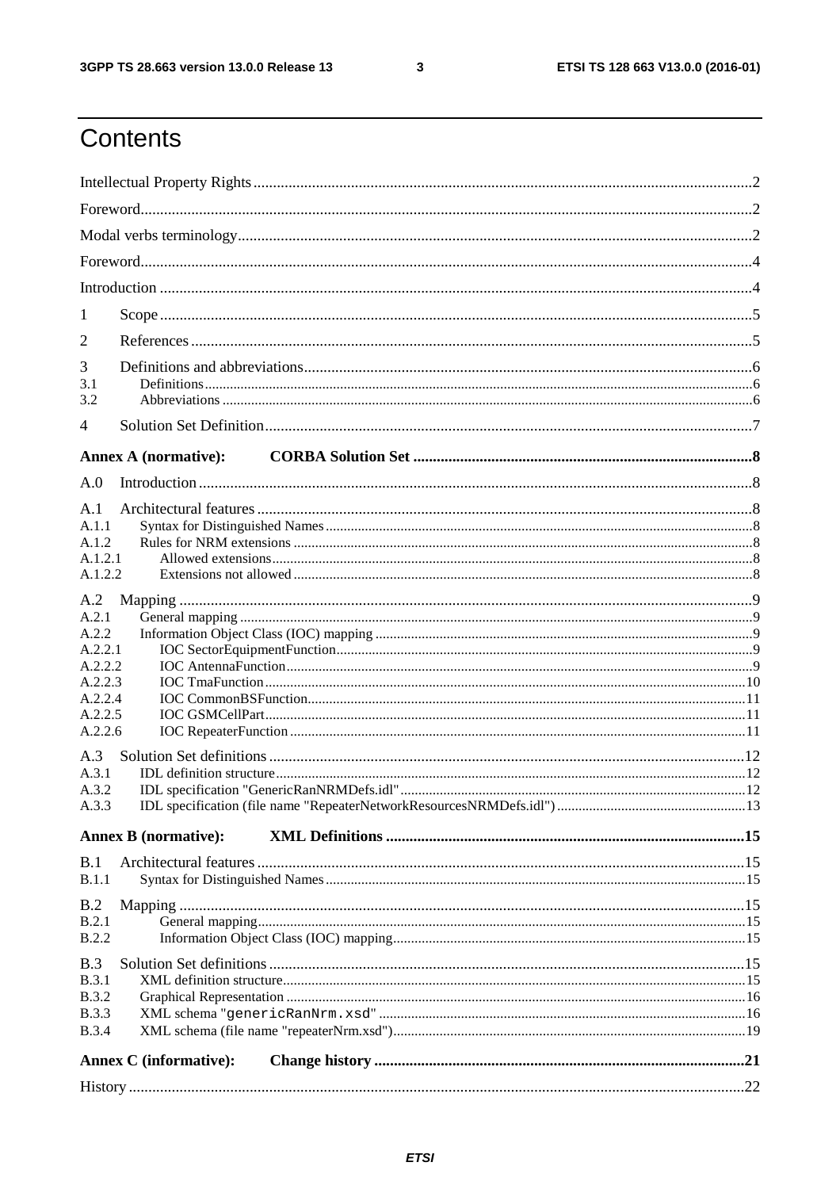# Contents

Intellectual Property Rights ..... 2

Foreword ..... 2

Modal verbs terminology ..... 2

Foreword ..... 4

Introduction ..... 4

1 Scope ..... 5

2 References ..... 5

3 Definitions and abbreviations ..... 6

3.1 Definitions ..... 6

3.2 Abbreviations ..... 6

4 Solution Set Definition ..... 7

**Annex A (normative): CORBA Solution Set ..... 8**

A.0 Introduction ..... 8

A.1 Architectural features ..... 8

A.1.1 Syntax for Distinguished Names ..... 8

A.1.2 Rules for NRM extensions ..... 8

A.1.2.1 Allowed extensions ..... 8

A.1.2.2 Extensions not allowed ..... 8

A.2 Mapping ..... 9

A.2.1 General mapping ..... 9

A.2.2 Information Object Class (IOC) mapping ..... 9

A.2.2.1 IOC SectorEquipmentFunction ..... 9

A.2.2.2 IOC AntennaFunction ..... 9

A.2.2.3 IOC TmaFunction ..... 10

A.2.2.4 IOC CommonBSFunction ..... 11

A.2.2.5 IOC GSMCellPart ..... 11

A.2.2.6 IOC RepeaterFunction ..... 11

A.3 Solution Set definitions ..... 12

A.3.1 IDL definition structure ..... 12

A.3.2 IDL specification "GenericRanNRMDefs.idl" ..... 12

A.3.3 IDL specification (file name "RepeaterNetworkResourcesNRMDefs.idl") ..... 13

**Annex B (normative): XML Definitions ..... 15**

B.1 Architectural features ..... 15

B.1.1 Syntax for Distinguished Names ..... 15

B.2 Mapping ..... 15

B.2.1 General mapping ..... 15

B.2.2 Information Object Class (IOC) mapping ..... 15

B.3 Solution Set definitions ..... 15

B.3.1 XML definition structure ..... 15

B.3.2 Graphical Representation ..... 16

B.3.3 XML schema "genericRanNrm.xsd" ..... 16

B.3.4 XML schema (file name "repeaterNrm.xsd") ..... 19

**Annex C (informative): Change history ..... 21**

History ..... 22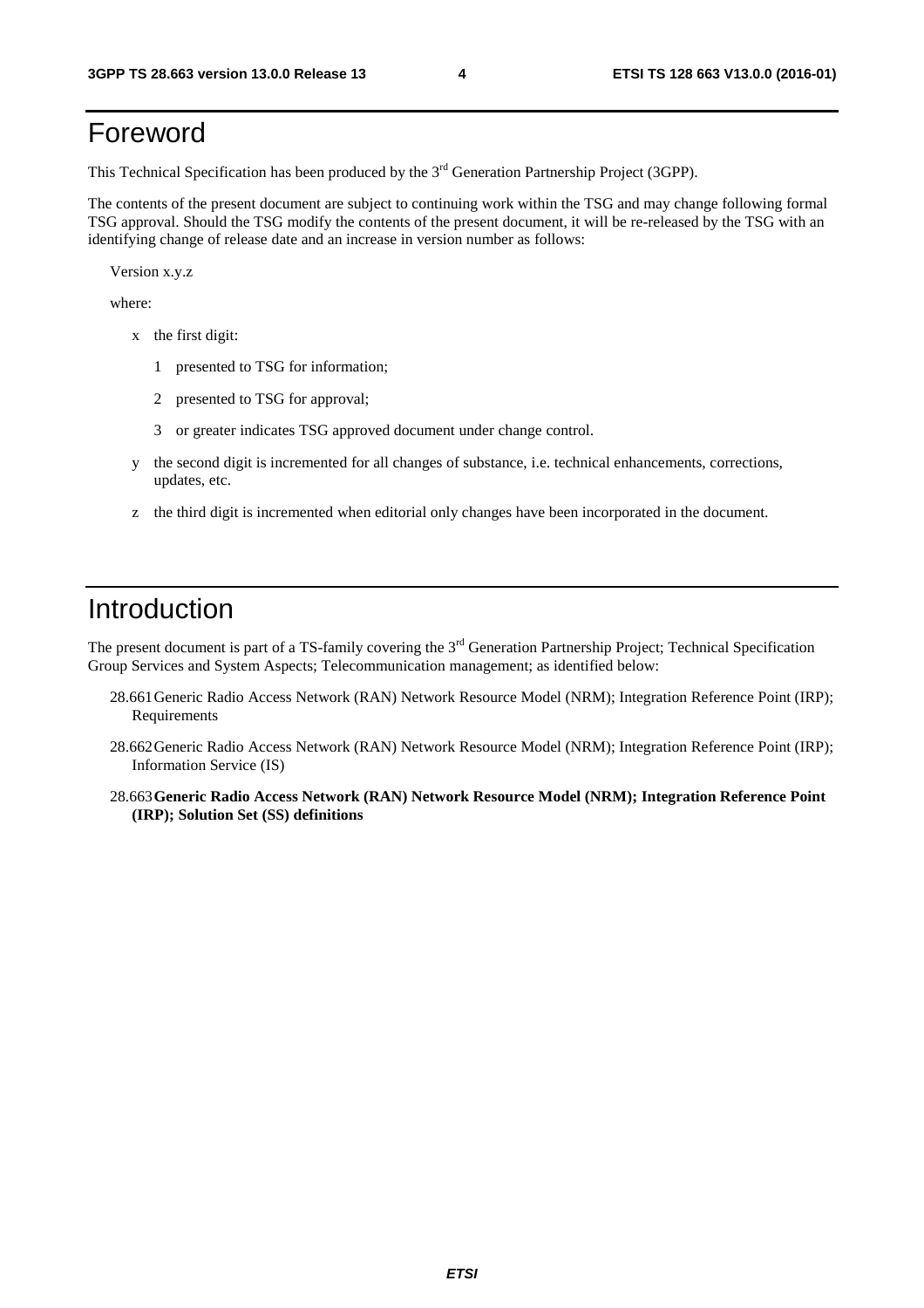# Foreword

This Technical Specification has been produced by the 3rd Generation Partnership Project (3GPP).

The contents of the present document are subject to continuing work within the TSG and may change following formal TSG approval. Should the TSG modify the contents of the present document, it will be re-released by the TSG with an identifying change of release date and an increase in version number as follows:

Version x.y.z

where:

- x the first digit:
  - 1 presented to TSG for information;
  - 2 presented to TSG for approval;
  - 3 or greater indicates TSG approved document under change control.
- y the second digit is incremented for all changes of substance, i.e. technical enhancements, corrections, updates, etc.
- z the third digit is incremented when editorial only changes have been incorporated in the document.

# Introduction

The present document is part of a TS-family covering the 3rd Generation Partnership Project; Technical Specification Group Services and System Aspects; Telecommunication management; as identified below:

28.661 Generic Radio Access Network (RAN) Network Resource Model (NRM); Integration Reference Point (IRP); Requirements

28.662 Generic Radio Access Network (RAN) Network Resource Model (NRM); Integration Reference Point (IRP); Information Service (IS)

28.663 **Generic Radio Access Network (RAN) Network Resource Model (NRM); Integration Reference Point (IRP); Solution Set (SS) definitions**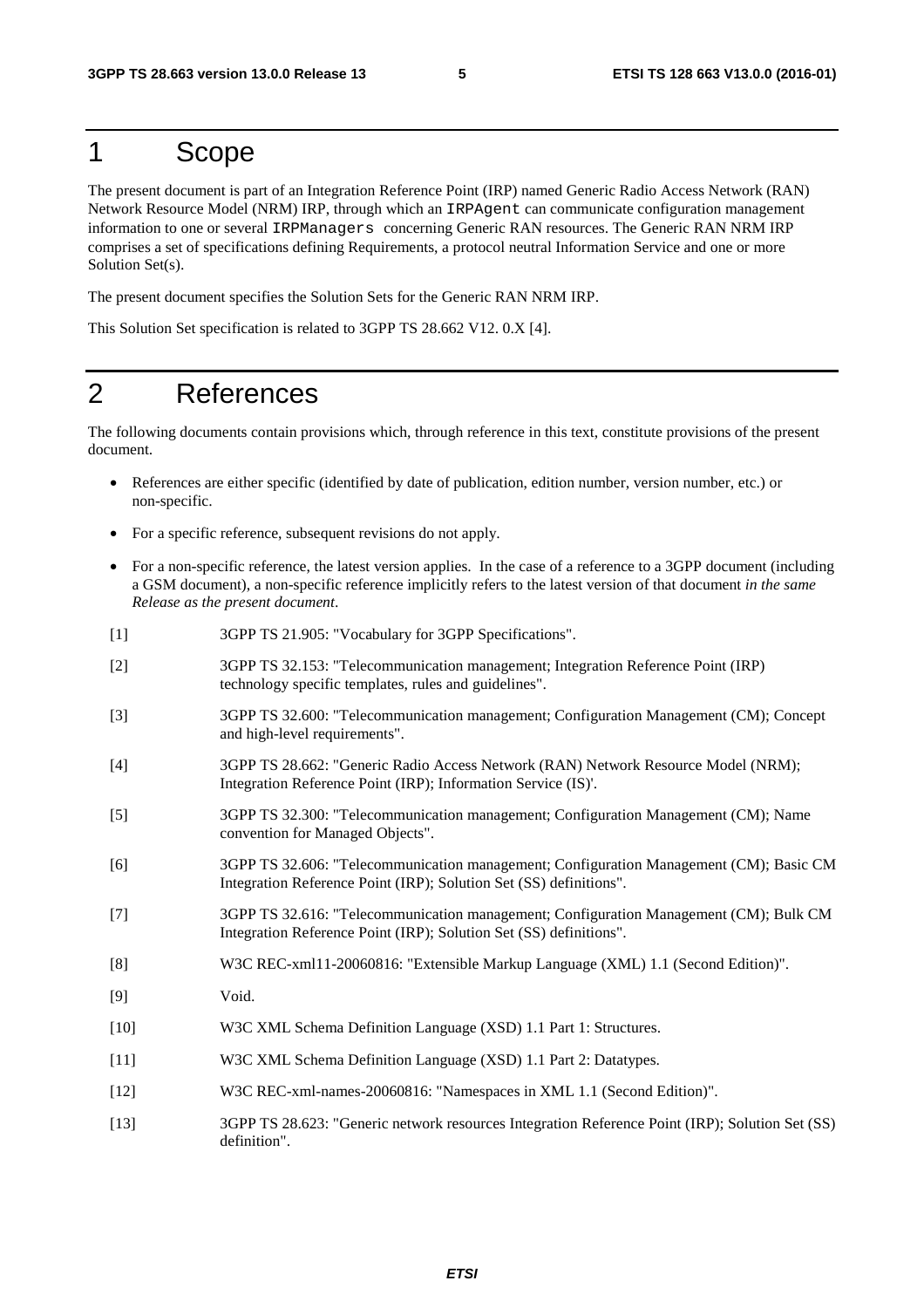# 1 Scope

The present document is part of an Integration Reference Point (IRP) named Generic Radio Access Network (RAN) Network Resource Model (NRM) IRP, through which an IRPAgent can communicate configuration management information to one or several IRPManagers concerning Generic RAN resources. The Generic RAN NRM IRP comprises a set of specifications defining Requirements, a protocol neutral Information Service and one or more Solution Set(s).

The present document specifies the Solution Sets for the Generic RAN NRM IRP.

This Solution Set specification is related to 3GPP TS 28.662 V12. 0.X [4].

# 2 References

The following documents contain provisions which, through reference in this text, constitute provisions of the present document.

- References are either specific (identified by date of publication, edition number, version number, etc.) or non-specific.
- For a specific reference, subsequent revisions do not apply.
- For a non-specific reference, the latest version applies. In the case of a reference to a 3GPP document (including a GSM document), a non-specific reference implicitly refers to the latest version of that document *in the same Release as the present document*.

[1] 3GPP TS 21.905: "Vocabulary for 3GPP Specifications".

[2] 3GPP TS 32.153: "Telecommunication management; Integration Reference Point (IRP) technology specific templates, rules and guidelines".

[3] 3GPP TS 32.600: "Telecommunication management; Configuration Management (CM); Concept and high-level requirements".

[4] 3GPP TS 28.662: "Generic Radio Access Network (RAN) Network Resource Model (NRM); Integration Reference Point (IRP); Information Service (IS)'.

[5] 3GPP TS 32.300: "Telecommunication management; Configuration Management (CM); Name convention for Managed Objects".

[6] 3GPP TS 32.606: "Telecommunication management; Configuration Management (CM); Basic CM Integration Reference Point (IRP); Solution Set (SS) definitions".

[7] 3GPP TS 32.616: "Telecommunication management; Configuration Management (CM); Bulk CM Integration Reference Point (IRP); Solution Set (SS) definitions".

[8] W3C REC-xml11-20060816: "Extensible Markup Language (XML) 1.1 (Second Edition)".

[9] Void.

[10] W3C XML Schema Definition Language (XSD) 1.1 Part 1: Structures.

[11] W3C XML Schema Definition Language (XSD) 1.1 Part 2: Datatypes.

[12] W3C REC-xml-names-20060816: "Namespaces in XML 1.1 (Second Edition)".

[13] 3GPP TS 28.623: "Generic network resources Integration Reference Point (IRP); Solution Set (SS) definition".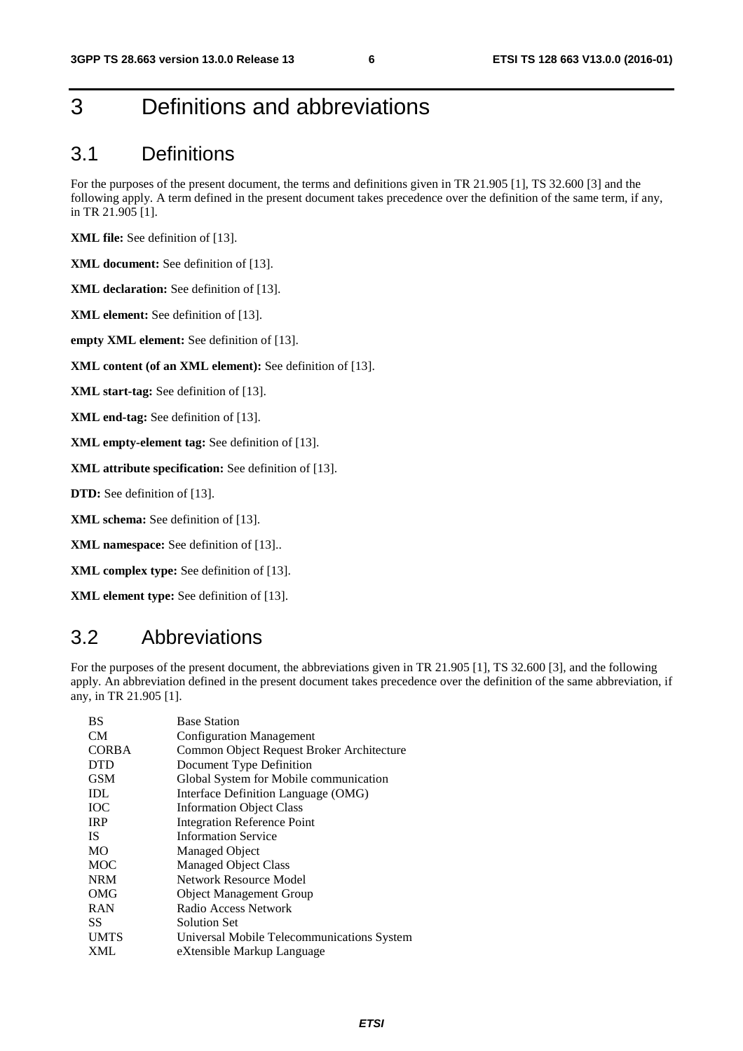# 3 Definitions and abbreviations

## 3.1 Definitions

For the purposes of the present document, the terms and definitions given in TR 21.905 [1], TS 32.600 [3] and the following apply. A term defined in the present document takes precedence over the definition of the same term, if any, in TR 21.905 [1].

**XML file:** See definition of [13].

**XML document:** See definition of [13].

**XML declaration:** See definition of [13].

**XML element:** See definition of [13].

**empty XML element:** See definition of [13].

**XML content (of an XML element):** See definition of [13].

**XML start-tag:** See definition of [13].

**XML end-tag:** See definition of [13].

**XML empty-element tag:** See definition of [13].

**XML attribute specification:** See definition of [13].

**DTD:** See definition of [13].

**XML schema:** See definition of [13].

**XML namespace:** See definition of [13]..

**XML complex type:** See definition of [13].

**XML element type:** See definition of [13].

## 3.2 Abbreviations

For the purposes of the present document, the abbreviations given in TR 21.905 [1], TS 32.600 [3], and the following apply. An abbreviation defined in the present document takes precedence over the definition of the same abbreviation, if any, in TR 21.905 [1].

| | |
|---|---|
| BS | Base Station |
| CM | Configuration Management |
| CORBA | Common Object Request Broker Architecture |
| DTD | Document Type Definition |
| GSM | Global System for Mobile communication |
| IDL | Interface Definition Language (OMG) |
| IOC | Information Object Class |
| IRP | Integration Reference Point |
| IS | Information Service |
| MO | Managed Object |
| MOC | Managed Object Class |
| NRM | Network Resource Model |
| OMG | Object Management Group |
| RAN | Radio Access Network |
| SS | Solution Set |
| UMTS | Universal Mobile Telecommunications System |
| XML | eXtensible Markup Language |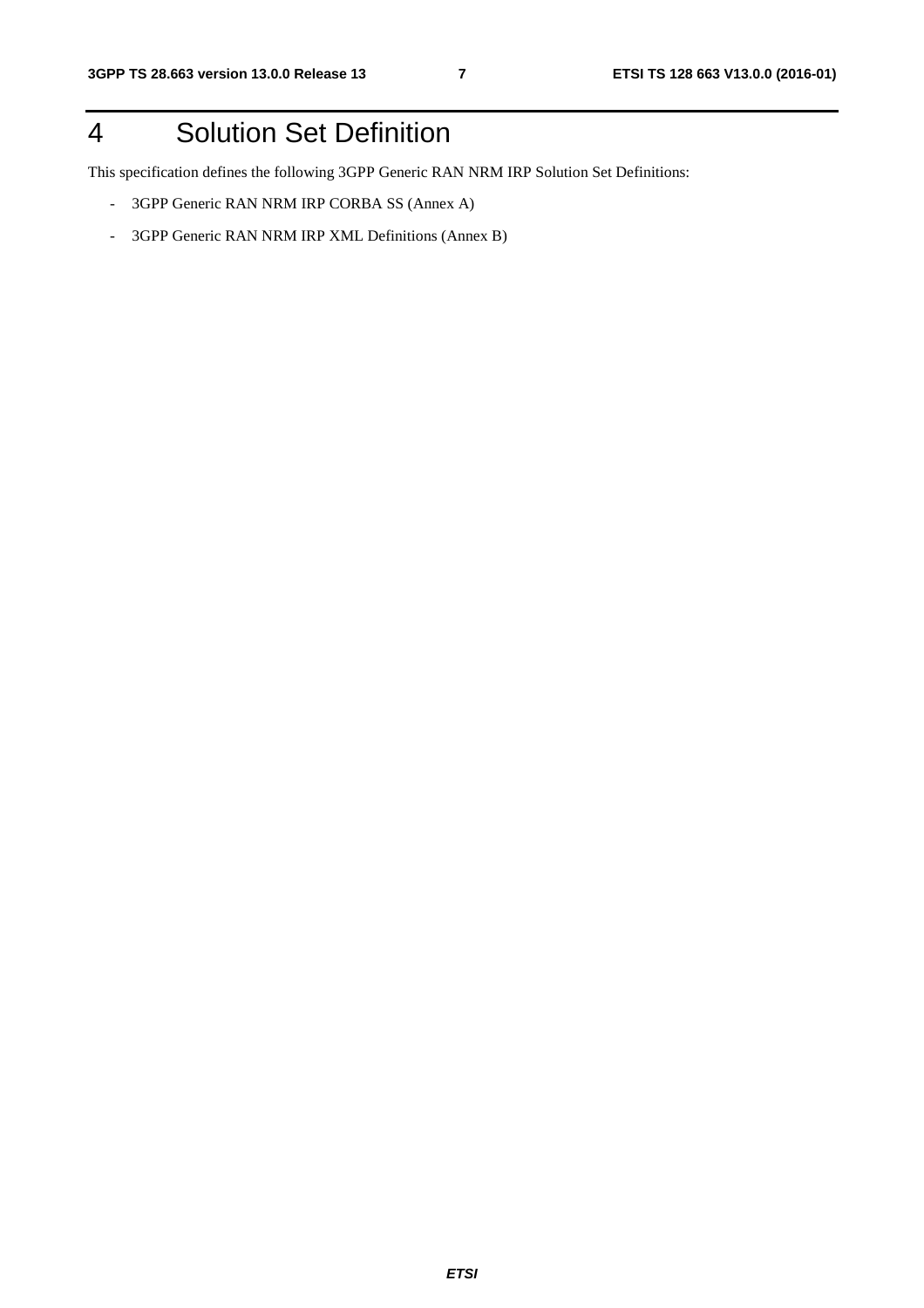# 4 Solution Set Definition

This specification defines the following 3GPP Generic RAN NRM IRP Solution Set Definitions:

- 3GPP Generic RAN NRM IRP CORBA SS (Annex A)
- 3GPP Generic RAN NRM IRP XML Definitions (Annex B)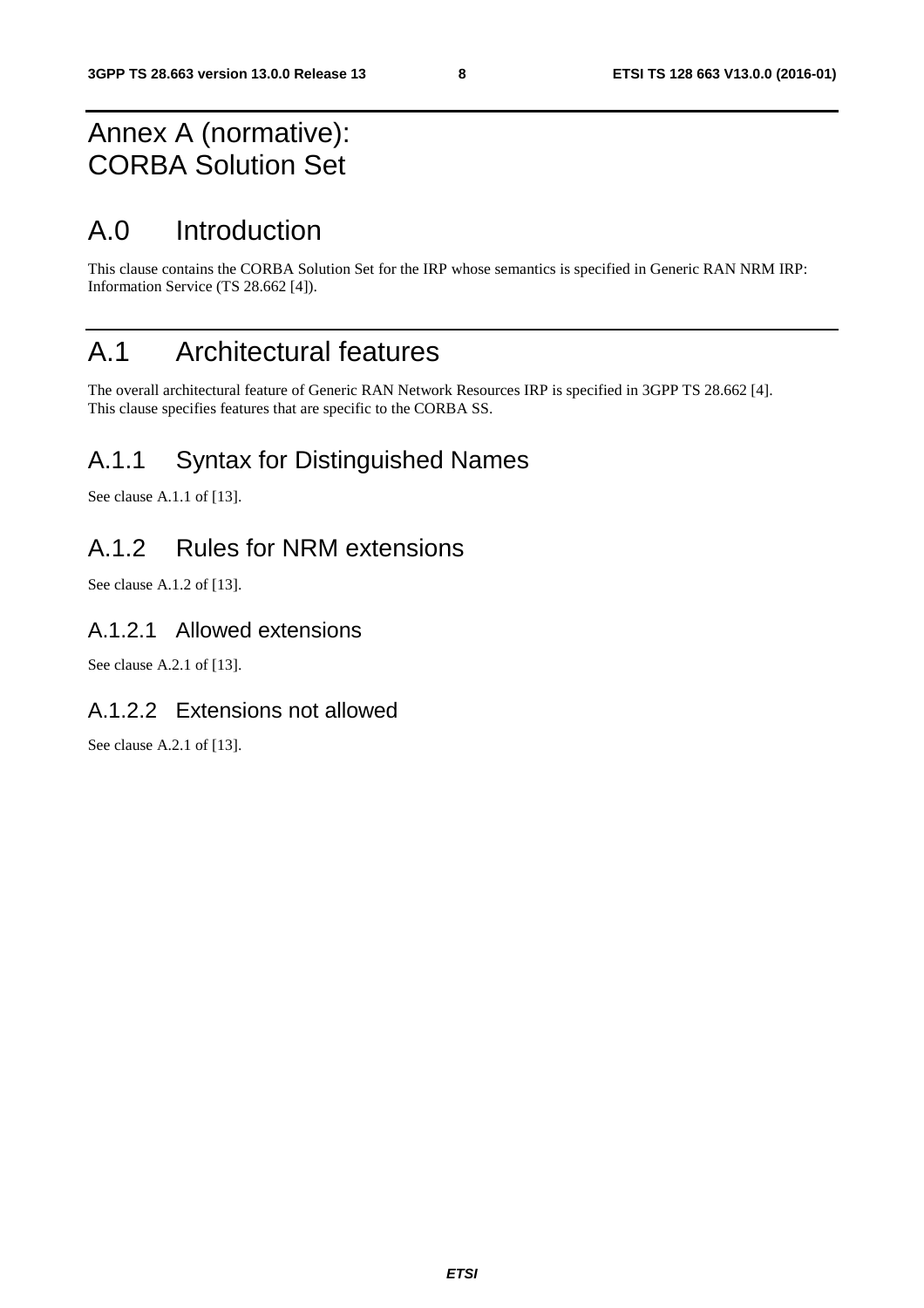# Annex A (normative): CORBA Solution Set

# A.0 Introduction

This clause contains the CORBA Solution Set for the IRP whose semantics is specified in Generic RAN NRM IRP: Information Service (TS 28.662 [4]).

# A.1 Architectural features

The overall architectural feature of Generic RAN Network Resources IRP is specified in 3GPP TS 28.662 [4]. This clause specifies features that are specific to the CORBA SS.

## A.1.1 Syntax for Distinguished Names

See clause A.1.1 of [13].

## A.1.2 Rules for NRM extensions

See clause A.1.2 of [13].

### A.1.2.1 Allowed extensions

See clause A.2.1 of [13].

### A.1.2.2 Extensions not allowed

See clause A.2.1 of [13].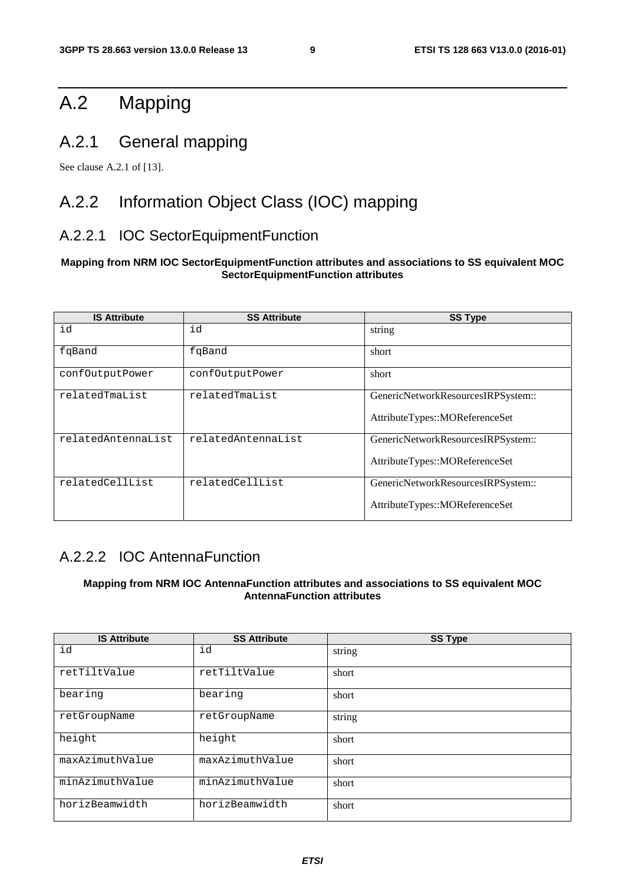# A.2 Mapping

## A.2.1 General mapping

See clause A.2.1 of [13].

## A.2.2 Information Object Class (IOC) mapping

### A.2.2.1 IOC SectorEquipmentFunction

**Mapping from NRM IOC SectorEquipmentFunction attributes and associations to SS equivalent MOC SectorEquipmentFunction attributes**

| IS Attribute | SS Attribute | SS Type |
|---|---|---|
| id | id | string |
| fqBand | fqBand | short |
| confOutputPower | confOutputPower | short |
| relatedTmaList | relatedTmaList | GenericNetworkResourcesIRPSystem::<br>AttributeTypes::MOReferenceSet |
| relatedAntennaList | relatedAntennaList | GenericNetworkResourcesIRPSystem::<br>AttributeTypes::MOReferenceSet |
| relatedCellList | relatedCellList | GenericNetworkResourcesIRPSystem::<br>AttributeTypes::MOReferenceSet |

### A.2.2.2 IOC AntennaFunction

**Mapping from NRM IOC AntennaFunction attributes and associations to SS equivalent MOC AntennaFunction attributes**

| IS Attribute | SS Attribute | SS Type |
|---|---|---|
| id | id | string |
| retTiltValue | retTiltValue | short |
| bearing | bearing | short |
| retGroupName | retGroupName | string |
| height | height | short |
| maxAzimuthValue | maxAzimuthValue | short |
| minAzimuthValue | minAzimuthValue | short |
| horizBeamwidth | horizBeamwidth | short |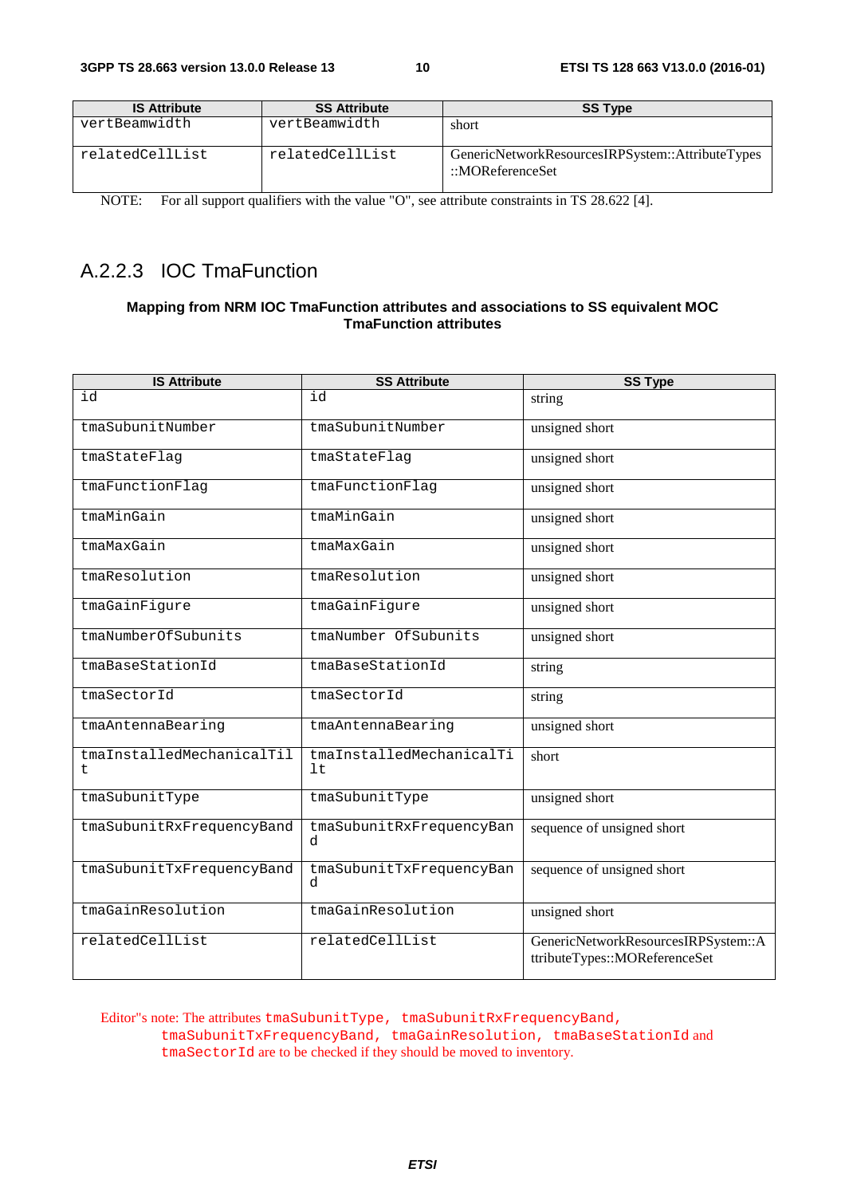| IS Attribute | SS Attribute | SS Type |
|---|---|---|
| vertBeamwidth | vertBeamwidth | short |
| relatedCellList | relatedCellList | GenericNetworkResourcesIRPSystem::AttributeTypes::MOReferenceSet |

NOTE: For all support qualifiers with the value "O", see attribute constraints in TS 28.622 [4].

### A.2.2.3 IOC TmaFunction

**Mapping from NRM IOC TmaFunction attributes and associations to SS equivalent MOC TmaFunction attributes**

| IS Attribute | SS Attribute | SS Type |
|---|---|---|
| id | id | string |
| tmaSubunitNumber | tmaSubunitNumber | unsigned short |
| tmaStateFlag | tmaStateFlag | unsigned short |
| tmaFunctionFlag | tmaFunctionFlag | unsigned short |
| tmaMinGain | tmaMinGain | unsigned short |
| tmaMaxGain | tmaMaxGain | unsigned short |
| tmaResolution | tmaResolution | unsigned short |
| tmaGainFigure | tmaGainFigure | unsigned short |
| tmaNumberOfSubunits | tmaNumber OfSubunits | unsigned short |
| tmaBaseStationId | tmaBaseStationId | string |
| tmaSectorId | tmaSectorId | string |
| tmaAntennaBearing | tmaAntennaBearing | unsigned short |
| tmaInstalledMechanicalTilt | tmaInstalledMechanicalTilt | short |
| tmaSubunitType | tmaSubunitType | unsigned short |
| tmaSubunitRxFrequencyBand | tmaSubunitRxFrequencyBand | sequence of unsigned short |
| tmaSubunitTxFrequencyBand | tmaSubunitTxFrequencyBand | sequence of unsigned short |
| tmaGainResolution | tmaGainResolution | unsigned short |
| relatedCellList | relatedCellList | GenericNetworkResourcesIRPSystem::AttributeTypes::MOReferenceSet |

Editor"s note: The attributes tmaSubunitType, tmaSubunitRxFrequencyBand, tmaSubunitTxFrequencyBand, tmaGainResolution, tmaBaseStationId and tmaSectorId are to be checked if they should be moved to inventory.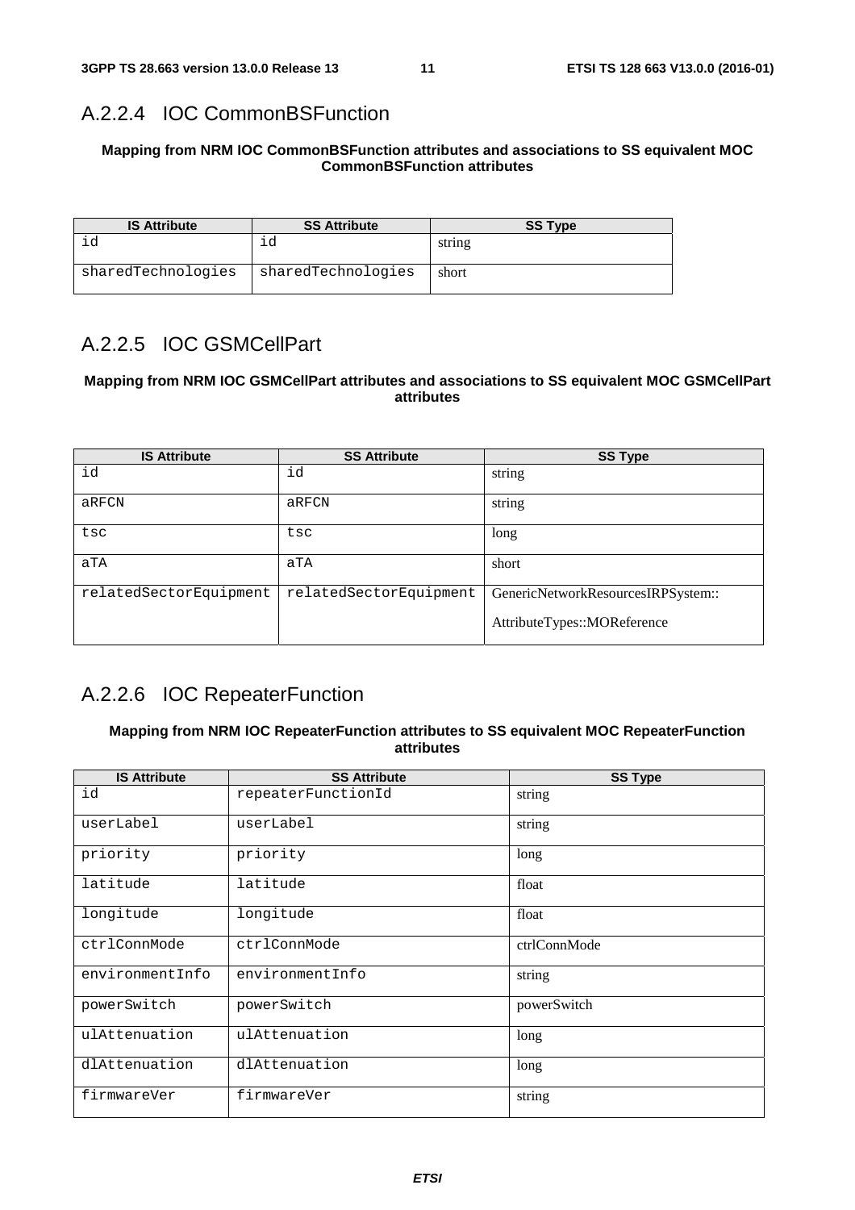## A.2.2.4 IOC CommonBSFunction

**Mapping from NRM IOC CommonBSFunction attributes and associations to SS equivalent MOC CommonBSFunction attributes**

| IS Attribute | SS Attribute | SS Type |
|---|---|---|
| id | id | string |
| sharedTechnologies | sharedTechnologies | short |

## A.2.2.5 IOC GSMCellPart

**Mapping from NRM IOC GSMCellPart attributes and associations to SS equivalent MOC GSMCellPart attributes**

| IS Attribute | SS Attribute | SS Type |
|---|---|---|
| id | id | string |
| aRFCN | aRFCN | string |
| tsc | tsc | long |
| aTA | aTA | short |
| relatedSectorEquipment | relatedSectorEquipment | GenericNetworkResourcesIRPSystem::AttributeTypes::MOReference |

## A.2.2.6 IOC RepeaterFunction

**Mapping from NRM IOC RepeaterFunction attributes to SS equivalent MOC RepeaterFunction attributes**

| IS Attribute | SS Attribute | SS Type |
|---|---|---|
| id | repeaterFunctionId | string |
| userLabel | userLabel | string |
| priority | priority | long |
| latitude | latitude | float |
| longitude | longitude | float |
| ctrlConnMode | ctrlConnMode | ctrlConnMode |
| environmentInfo | environmentInfo | string |
| powerSwitch | powerSwitch | powerSwitch |
| ulAttenuation | ulAttenuation | long |
| dlAttenuation | dlAttenuation | long |
| firmwareVer | firmwareVer | string |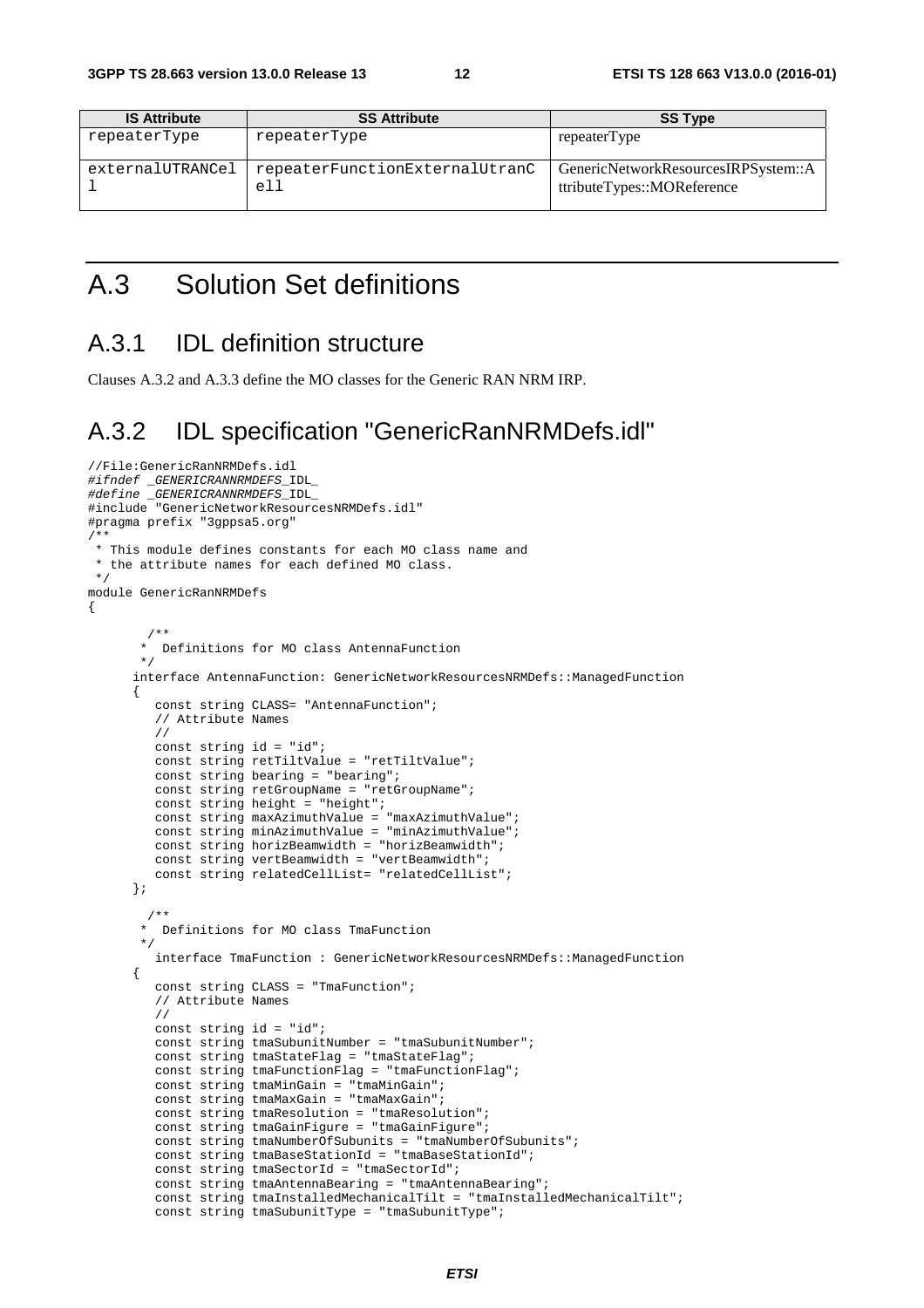| IS Attribute | SS Attribute | SS Type |
| --- | --- | --- |
| repeaterType | repeaterType | repeaterType |
| externalUTRANCell | repeaterFunctionExternalUtranCell | GenericNetworkResourcesIRPSystem::AttributeTypes::MOReference |

# A.3 Solution Set definitions

## A.3.1 IDL definition structure

Clauses A.3.2 and A.3.3 define the MO classes for the Generic RAN NRM IRP.

## A.3.2 IDL specification "GenericRanNRMDefs.idl"

```
//File:GenericRanNRMDefs.idl
#ifndef _GENERICRANNRMDEFS_IDL_
#define _GENERICRANNRMDEFS_IDL_
#include "GenericNetworkResourcesNRMDefs.idl"
#pragma prefix "3gppsa5.org"
/**
 * This module defines constants for each MO class name and
 * the attribute names for each defined MO class.
 */
module GenericRanNRMDefs
{

        /**
        *  Definitions for MO class AntennaFunction
        */
       interface AntennaFunction: GenericNetworkResourcesNRMDefs::ManagedFunction
       {
          const string CLASS= "AntennaFunction";
          // Attribute Names
          //
          const string id = "id";
          const string retTiltValue = "retTiltValue";
          const string bearing = "bearing";
          const string retGroupName = "retGroupName";
          const string height = "height";
          const string maxAzimuthValue = "maxAzimuthValue";
          const string minAzimuthValue = "minAzimuthValue";
          const string horizBeamwidth = "horizBeamwidth";
          const string vertBeamwidth = "vertBeamwidth";
          const string relatedCellList= "relatedCellList";
       };

        /**
        *  Definitions for MO class TmaFunction
        */
          interface TmaFunction : GenericNetworkResourcesNRMDefs::ManagedFunction
       {
          const string CLASS = "TmaFunction";
          // Attribute Names
          //
          const string id = "id";
          const string tmaSubunitNumber = "tmaSubunitNumber";
          const string tmaStateFlag = "tmaStateFlag";
          const string tmaFunctionFlag = "tmaFunctionFlag";
          const string tmaMinGain = "tmaMinGain";
          const string tmaMaxGain = "tmaMaxGain";
          const string tmaResolution = "tmaResolution";
          const string tmaGainFigure = "tmaGainFigure";
          const string tmaNumberOfSubunits = "tmaNumberOfSubunits";
          const string tmaBaseStationId = "tmaBaseStationId";
          const string tmaSectorId = "tmaSectorId";
          const string tmaAntennaBearing = "tmaAntennaBearing";
          const string tmaInstalledMechanicalTilt = "tmaInstalledMechanicalTilt";
          const string tmaSubunitType = "tmaSubunitType";
```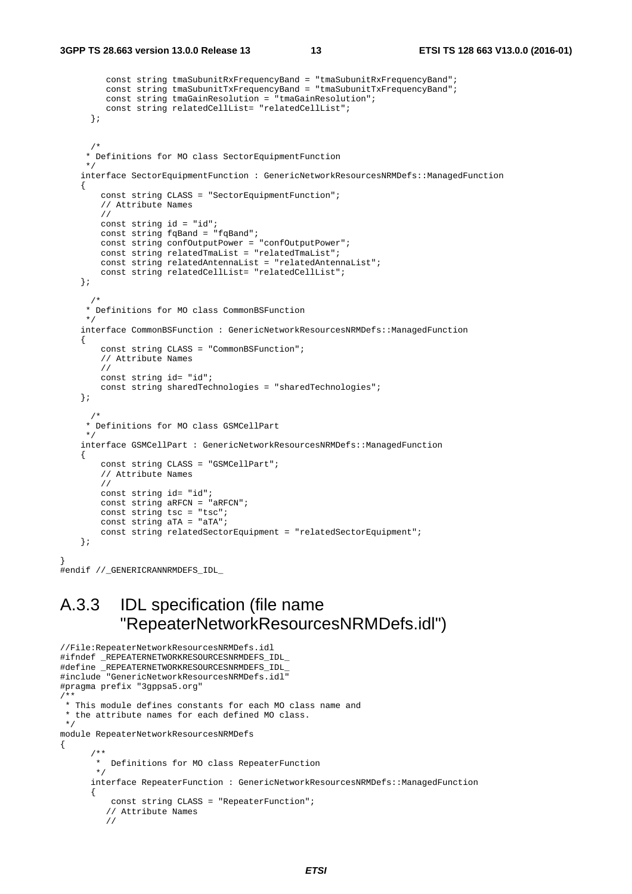```
         const string tmaSubunitRxFrequencyBand = "tmaSubunitRxFrequencyBand";
         const string tmaSubunitTxFrequencyBand = "tmaSubunitTxFrequencyBand";
         const string tmaGainResolution = "tmaGainResolution";
         const string relatedCellList= "relatedCellList";
      };


      /*
     * Definitions for MO class SectorEquipmentFunction
     */
    interface SectorEquipmentFunction : GenericNetworkResourcesNRMDefs::ManagedFunction
    {
        const string CLASS = "SectorEquipmentFunction";
        // Attribute Names
        //
        const string id = "id";
        const string fqBand = "fqBand";
        const string confOutputPower = "confOutputPower";
        const string relatedTmaList = "relatedTmaList";
        const string relatedAntennaList = "relatedAntennaList";
        const string relatedCellList= "relatedCellList";
    };

      /*
     * Definitions for MO class CommonBSFunction
     */
    interface CommonBSFunction : GenericNetworkResourcesNRMDefs::ManagedFunction
    {
        const string CLASS = "CommonBSFunction";
        // Attribute Names
        //
        const string id= "id";
        const string sharedTechnologies = "sharedTechnologies";
    };

      /*
     * Definitions for MO class GSMCellPart
     */
    interface GSMCellPart : GenericNetworkResourcesNRMDefs::ManagedFunction
    {
        const string CLASS = "GSMCellPart";
        // Attribute Names
        //
        const string id= "id";
        const string aRFCN = "aRFCN";
        const string tsc = "tsc";
        const string aTA = "aTA";
        const string relatedSectorEquipment = "relatedSectorEquipment";
    };

}
#endif //_GENERICRANNRMDEFS_IDL_
```

## A.3.3 IDL specification (file name "RepeaterNetworkResourcesNRMDefs.idl")

```
//File:RepeaterNetworkResourcesNRMDefs.idl
#ifndef _REPEATERNETWORKRESOURCESNRMDEFS_IDL_
#define _REPEATERNETWORKRESOURCESNRMDEFS_IDL_
#include "GenericNetworkResourcesNRMDefs.idl"
#pragma prefix "3gppsa5.org"
/**
 * This module defines constants for each MO class name and
 * the attribute names for each defined MO class.
 */
module RepeaterNetworkResourcesNRMDefs
{
      /**
       *  Definitions for MO class RepeaterFunction
       */
      interface RepeaterFunction : GenericNetworkResourcesNRMDefs::ManagedFunction
      {
          const string CLASS = "RepeaterFunction";
         // Attribute Names
         //
```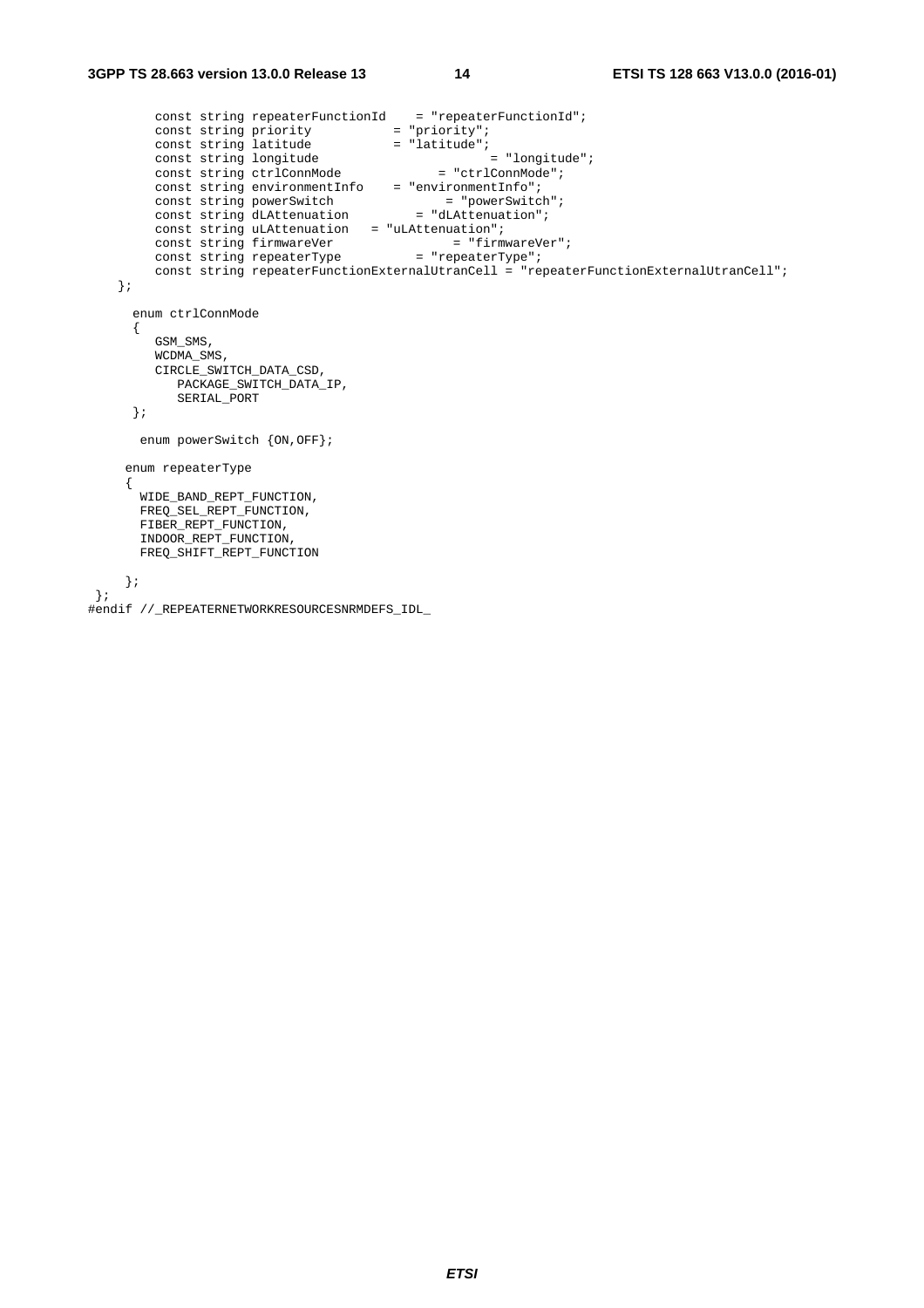```
        const string repeaterFunctionId    = "repeaterFunctionId";
        const string priority           = "priority";
        const string latitude           = "latitude";
        const string longitude                      = "longitude";
        const string ctrlConnMode              = "ctrlConnMode";
        const string environmentInfo    = "environmentInfo";
        const string powerSwitch               = "powerSwitch";
        const string dLAttenuation         = "dLAttenuation";
        const string uLAttenuation   = "uLAttenuation";
        const string firmwareVer                = "firmwareVer";
        const string repeaterType          = "repeaterType";
        const string repeaterFunctionExternalUtranCell = "repeaterFunctionExternalUtranCell";
    };

      enum ctrlConnMode
      {
         GSM_SMS,
         WCDMA_SMS,
         CIRCLE_SWITCH_DATA_CSD,
            PACKAGE_SWITCH_DATA_IP,
            SERIAL_PORT
      };

       enum powerSwitch {ON,OFF};

     enum repeaterType
     {
       WIDE_BAND_REPT_FUNCTION,
       FREQ_SEL_REPT_FUNCTION,
       FIBER_REPT_FUNCTION,
       INDOOR_REPT_FUNCTION,
       FREQ_SHIFT_REPT_FUNCTION

     };
 };
#endif //_REPEATERNETWORKRESOURCESNRMDEFS_IDL_
```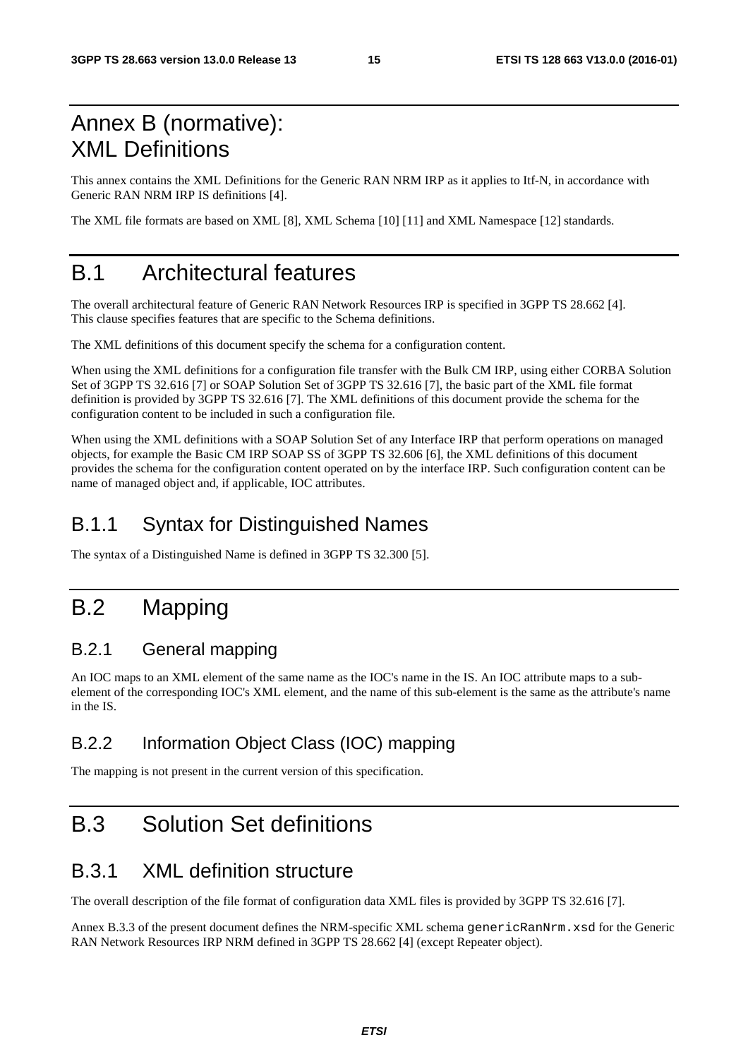# Annex B (normative): XML Definitions

This annex contains the XML Definitions for the Generic RAN NRM IRP as it applies to Itf-N, in accordance with Generic RAN NRM IRP IS definitions [4].

The XML file formats are based on XML [8], XML Schema [10] [11] and XML Namespace [12] standards.

# B.1 Architectural features

The overall architectural feature of Generic RAN Network Resources IRP is specified in 3GPP TS 28.662 [4]. This clause specifies features that are specific to the Schema definitions.

The XML definitions of this document specify the schema for a configuration content.

When using the XML definitions for a configuration file transfer with the Bulk CM IRP, using either CORBA Solution Set of 3GPP TS 32.616 [7] or SOAP Solution Set of 3GPP TS 32.616 [7], the basic part of the XML file format definition is provided by 3GPP TS 32.616 [7]. The XML definitions of this document provide the schema for the configuration content to be included in such a configuration file.

When using the XML definitions with a SOAP Solution Set of any Interface IRP that perform operations on managed objects, for example the Basic CM IRP SOAP SS of 3GPP TS 32.606 [6], the XML definitions of this document provides the schema for the configuration content operated on by the interface IRP. Such configuration content can be name of managed object and, if applicable, IOC attributes.

## B.1.1 Syntax for Distinguished Names

The syntax of a Distinguished Name is defined in 3GPP TS 32.300 [5].

# B.2 Mapping

## B.2.1 General mapping

An IOC maps to an XML element of the same name as the IOC's name in the IS. An IOC attribute maps to a sub-element of the corresponding IOC's XML element, and the name of this sub-element is the same as the attribute's name in the IS.

## B.2.2 Information Object Class (IOC) mapping

The mapping is not present in the current version of this specification.

# B.3 Solution Set definitions

## B.3.1 XML definition structure

The overall description of the file format of configuration data XML files is provided by 3GPP TS 32.616 [7].

Annex B.3.3 of the present document defines the NRM-specific XML schema `genericRanNrm.xsd` for the Generic RAN Network Resources IRP NRM defined in 3GPP TS 28.662 [4] (except Repeater object).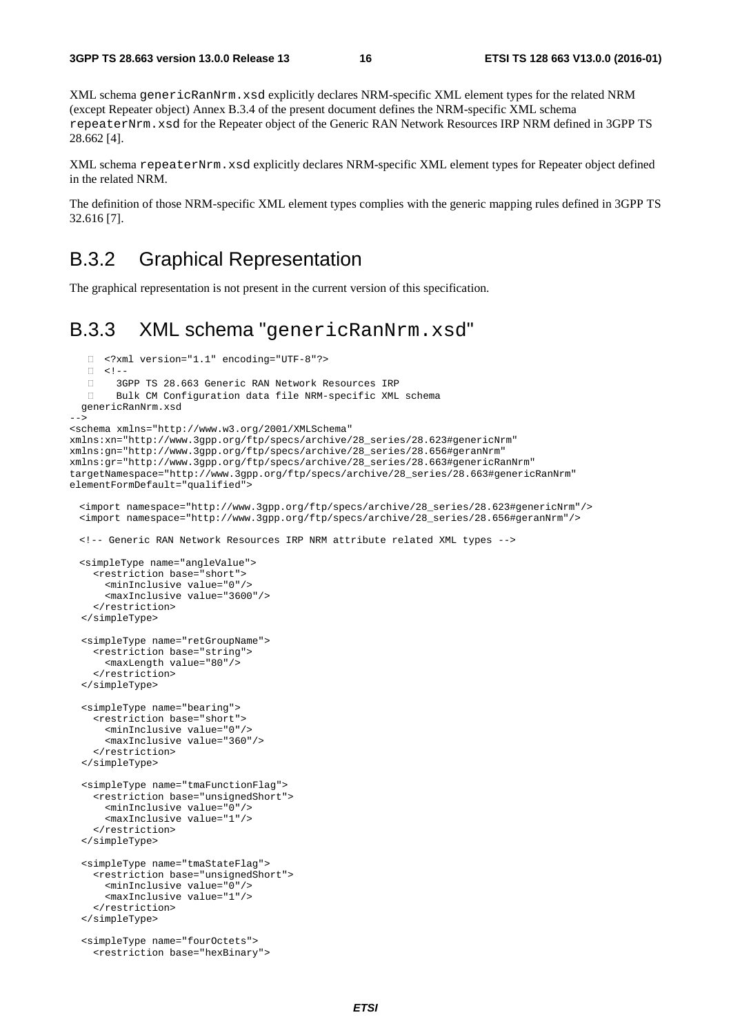XML schema genericRanNrm.xsd explicitly declares NRM-specific XML element types for the related NRM (except Repeater object) Annex B.3.4 of the present document defines the NRM-specific XML schema repeaterNrm.xsd for the Repeater object of the Generic RAN Network Resources IRP NRM defined in 3GPP TS 28.662 [4].

XML schema repeaterNrm.xsd explicitly declares NRM-specific XML element types for Repeater object defined in the related NRM.

The definition of those NRM-specific XML element types complies with the generic mapping rules defined in 3GPP TS 32.616 [7].

## B.3.2 Graphical Representation

The graphical representation is not present in the current version of this specification.

## B.3.3 XML schema "genericRanNrm.xsd"

```
<?xml version="1.1" encoding="UTF-8"?>
<!--
  3GPP TS 28.663 Generic RAN Network Resources IRP
  Bulk CM Configuration data file NRM-specific XML schema
  genericRanNrm.xsd
-->
<schema xmlns="http://www.w3.org/2001/XMLSchema"
xmlns:xn="http://www.3gpp.org/ftp/specs/archive/28_series/28.623#genericNrm"
xmlns:gn="http://www.3gpp.org/ftp/specs/archive/28_series/28.656#geranNrm"
xmlns:gr="http://www.3gpp.org/ftp/specs/archive/28_series/28.663#genericRanNrm"
targetNamespace="http://www.3gpp.org/ftp/specs/archive/28_series/28.663#genericRanNrm"
elementFormDefault="qualified">

  <import namespace="http://www.3gpp.org/ftp/specs/archive/28_series/28.623#genericNrm"/>
  <import namespace="http://www.3gpp.org/ftp/specs/archive/28_series/28.656#geranNrm"/>

  <!-- Generic RAN Network Resources IRP NRM attribute related XML types -->

  <simpleType name="angleValue">
    <restriction base="short">
      <minInclusive value="0"/>
      <maxInclusive value="3600"/>
    </restriction>
  </simpleType>

  <simpleType name="retGroupName">
    <restriction base="string">
      <maxLength value="80"/>
    </restriction>
  </simpleType>

  <simpleType name="bearing">
    <restriction base="short">
      <minInclusive value="0"/>
      <maxInclusive value="360"/>
    </restriction>
  </simpleType>

  <simpleType name="tmaFunctionFlag">
    <restriction base="unsignedShort">
      <minInclusive value="0"/>
      <maxInclusive value="1"/>
    </restriction>
  </simpleType>

  <simpleType name="tmaStateFlag">
    <restriction base="unsignedShort">
      <minInclusive value="0"/>
      <maxInclusive value="1"/>
    </restriction>
  </simpleType>

  <simpleType name="fourOctets">
    <restriction base="hexBinary">
```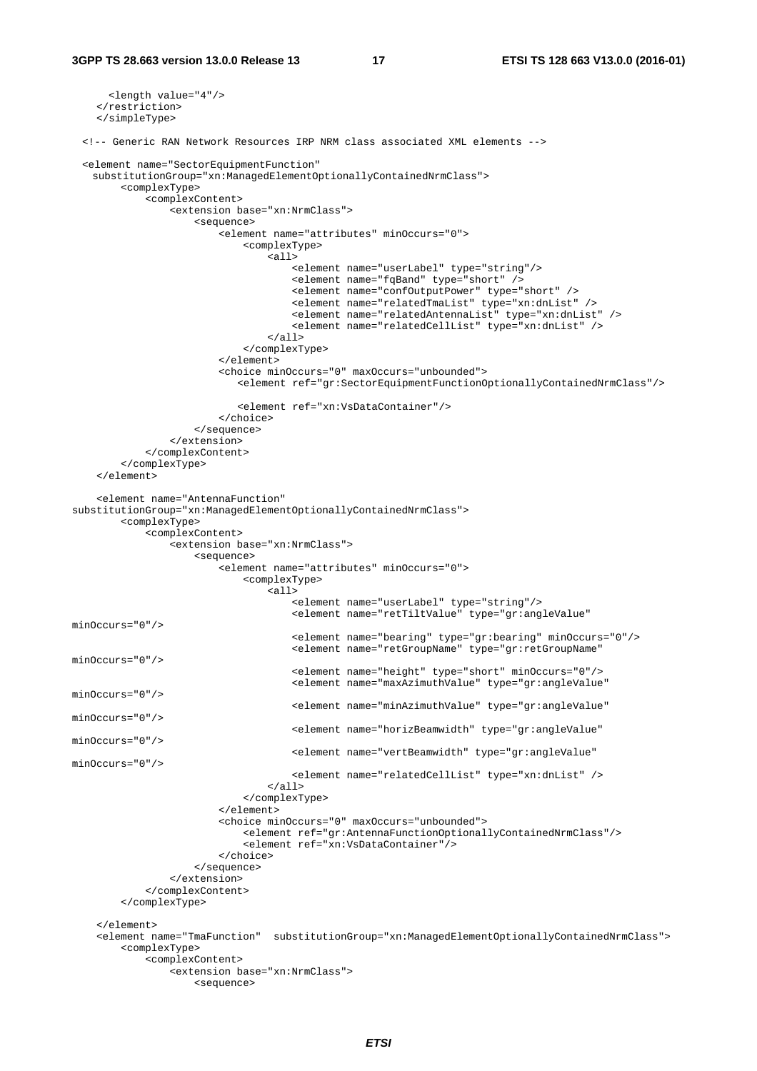```
      <length value="4"/>
    </restriction>
    </simpleType>

  <!-- Generic RAN Network Resources IRP NRM class associated XML elements -->

  <element name="SectorEquipmentFunction"
    substitutionGroup="xn:ManagedElementOptionallyContainedNrmClass">
        <complexType>
            <complexContent>
                <extension base="xn:NrmClass">
                    <sequence>
                        <element name="attributes" minOccurs="0">
                            <complexType>
                                <all>
                                    <element name="userLabel" type="string"/>
                                    <element name="fqBand" type="short" />
                                    <element name="confOutputPower" type="short" />
                                    <element name="relatedTmaList" type="xn:dnList" />
                                    <element name="relatedAntennaList" type="xn:dnList" />
                                    <element name="relatedCellList" type="xn:dnList" />
                                </all>
                            </complexType>
                        </element>
                        <choice minOccurs="0" maxOccurs="unbounded">
                           <element ref="gr:SectorEquipmentFunctionOptionallyContainedNrmClass"/>

                           <element ref="xn:VsDataContainer"/>
                        </choice>
                    </sequence>
                </extension>
            </complexContent>
        </complexType>
    </element>

    <element name="AntennaFunction"
substitutionGroup="xn:ManagedElementOptionallyContainedNrmClass">
        <complexType>
            <complexContent>
                <extension base="xn:NrmClass">
                    <sequence>
                        <element name="attributes" minOccurs="0">
                            <complexType>
                                <all>
                                    <element name="userLabel" type="string"/>
                                    <element name="retTiltValue" type="gr:angleValue"
minOccurs="0"/>
                                    <element name="bearing" type="gr:bearing" minOccurs="0"/>
                                    <element name="retGroupName" type="gr:retGroupName"
minOccurs="0"/>
                                    <element name="height" type="short" minOccurs="0"/>
                                    <element name="maxAzimuthValue" type="gr:angleValue"
minOccurs="0"/>
                                    <element name="minAzimuthValue" type="gr:angleValue"
minOccurs="0"/>
                                    <element name="horizBeamwidth" type="gr:angleValue"
minOccurs="0"/>
                                    <element name="vertBeamwidth" type="gr:angleValue"
minOccurs="0"/>
                                    <element name="relatedCellList" type="xn:dnList" />
                                </all>
                            </complexType>
                        </element>
                        <choice minOccurs="0" maxOccurs="unbounded">
                            <element ref="gr:AntennaFunctionOptionallyContainedNrmClass"/>
                            <element ref="xn:VsDataContainer"/>
                        </choice>
                    </sequence>
                </extension>
            </complexContent>
        </complexType>

    </element>
    <element name="TmaFunction"  substitutionGroup="xn:ManagedElementOptionallyContainedNrmClass">
        <complexType>
            <complexContent>
                <extension base="xn:NrmClass">
                    <sequence>
```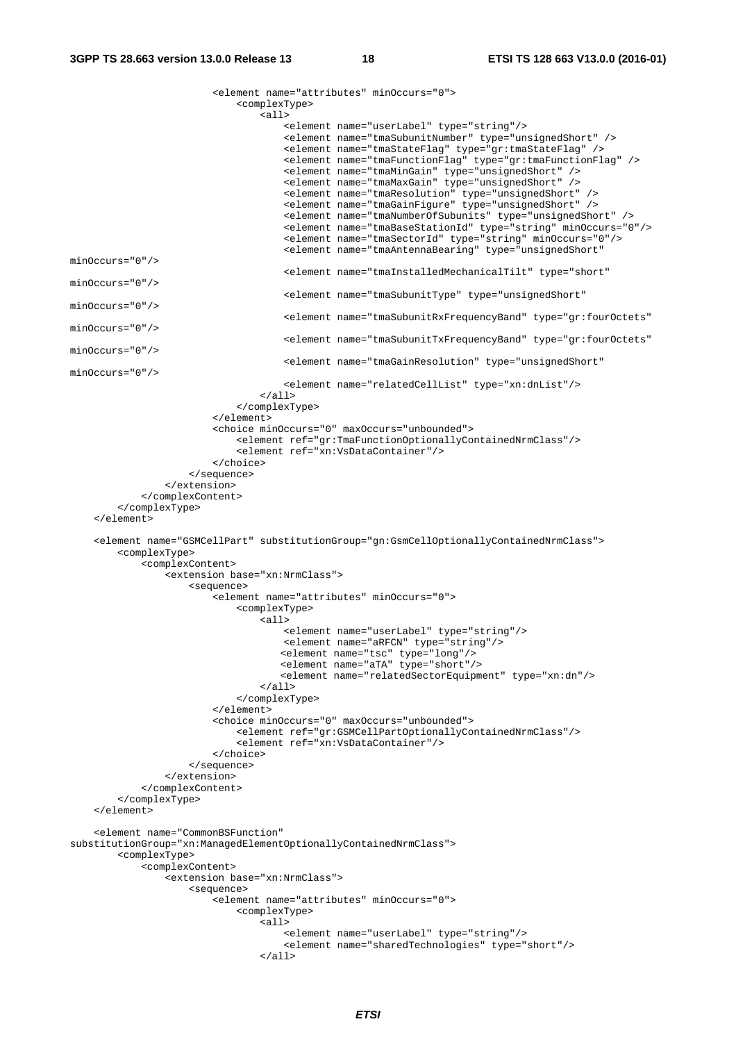```
                        <element name="attributes" minOccurs="0">
                            <complexType>
                                <all>
                                    <element name="userLabel" type="string"/>
                                    <element name="tmaSubunitNumber" type="unsignedShort" />
                                    <element name="tmaStateFlag" type="gr:tmaStateFlag" />
                                    <element name="tmaFunctionFlag" type="gr:tmaFunctionFlag" />
                                    <element name="tmaMinGain" type="unsignedShort" />
                                    <element name="tmaMaxGain" type="unsignedShort" />
                                    <element name="tmaResolution" type="unsignedShort" />
                                    <element name="tmaGainFigure" type="unsignedShort" />
                                    <element name="tmaNumberOfSubunits" type="unsignedShort" />
                                    <element name="tmaBaseStationId" type="string" minOccurs="0"/>
                                    <element name="tmaSectorId" type="string" minOccurs="0"/>
                                    <element name="tmaAntennaBearing" type="unsignedShort"
minOccurs="0"/>
                                    <element name="tmaInstalledMechanicalTilt" type="short"
minOccurs="0"/>
                                    <element name="tmaSubunitType" type="unsignedShort"
minOccurs="0"/>
                                    <element name="tmaSubunitRxFrequencyBand" type="gr:fourOctets"
minOccurs="0"/>
                                    <element name="tmaSubunitTxFrequencyBand" type="gr:fourOctets"
minOccurs="0"/>
                                    <element name="tmaGainResolution" type="unsignedShort"
minOccurs="0"/>
                                    <element name="relatedCellList" type="xn:dnList"/>
                                </all>
                            </complexType>
                        </element>
                        <choice minOccurs="0" maxOccurs="unbounded">
                            <element ref="gr:TmaFunctionOptionallyContainedNrmClass"/>
                            <element ref="xn:VsDataContainer"/>
                        </choice>
                    </sequence>
                </extension>
            </complexContent>
        </complexType>
    </element>

    <element name="GSMCellPart" substitutionGroup="gn:GsmCellOptionallyContainedNrmClass">
        <complexType>
            <complexContent>
                <extension base="xn:NrmClass">
                    <sequence>
                        <element name="attributes" minOccurs="0">
                            <complexType>
                                <all>
                                    <element name="userLabel" type="string"/>
                                    <element name="aRFCN" type="string"/>
                                    <element name="tsc" type="long"/>
                                    <element name="aTA" type="short"/>
                                    <element name="relatedSectorEquipment" type="xn:dn"/>
                                </all>
                            </complexType>
                        </element>
                        <choice minOccurs="0" maxOccurs="unbounded">
                            <element ref="gr:GSMCellPartOptionallyContainedNrmClass"/>
                            <element ref="xn:VsDataContainer"/>
                        </choice>
                    </sequence>
                </extension>
            </complexContent>
        </complexType>
    </element>

    <element name="CommonBSFunction"
substitutionGroup="xn:ManagedElementOptionallyContainedNrmClass">
        <complexType>
            <complexContent>
                <extension base="xn:NrmClass">
                    <sequence>
                        <element name="attributes" minOccurs="0">
                            <complexType>
                                <all>
                                    <element name="userLabel" type="string"/>
                                    <element name="sharedTechnologies" type="short"/>
                                </all>
```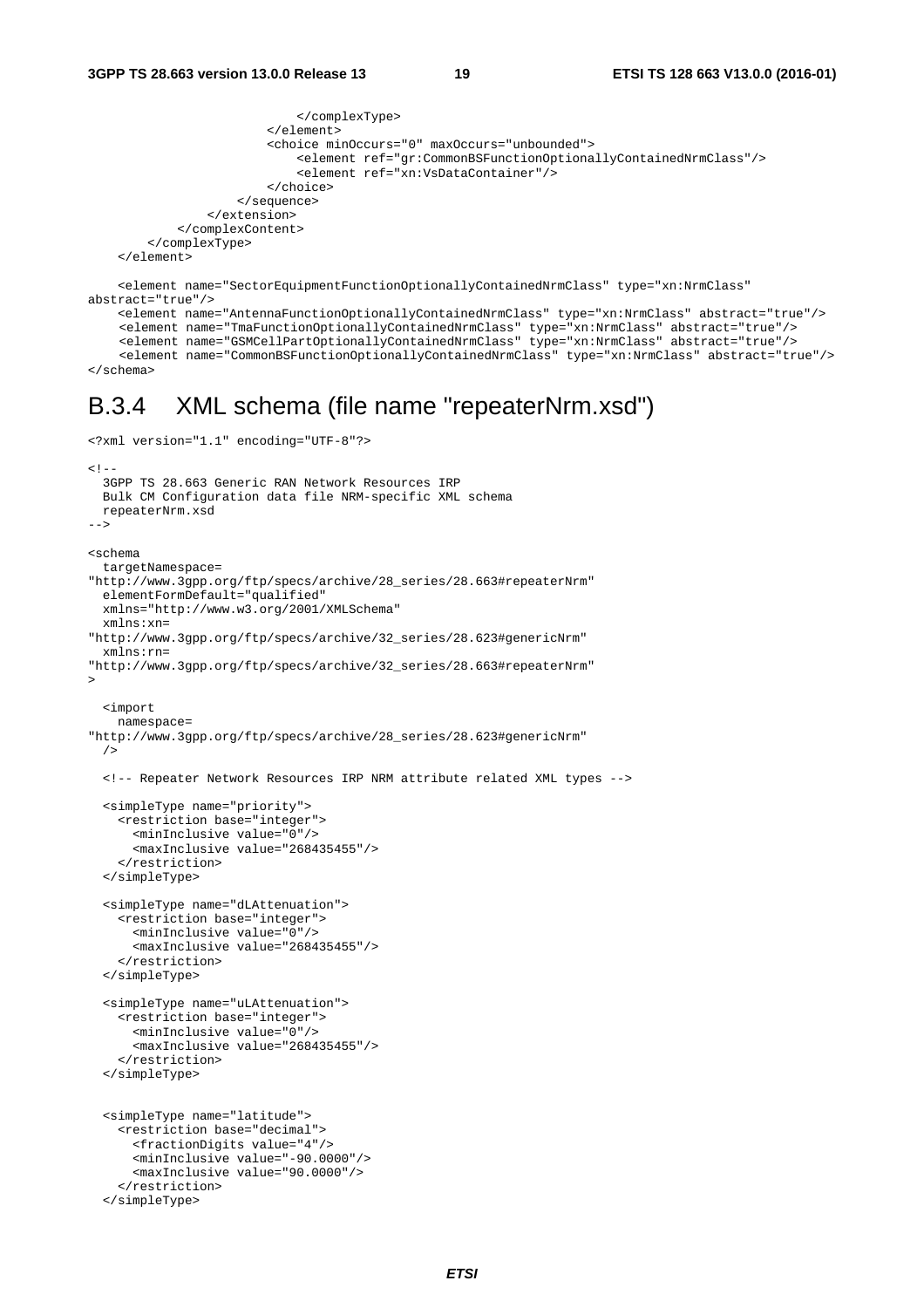```
                            </complexType>
                        </element>
                        <choice minOccurs="0" maxOccurs="unbounded">
                            <element ref="gr:CommonBSFunctionOptionallyContainedNrmClass"/>
                            <element ref="xn:VsDataContainer"/>
                        </choice>
                    </sequence>
                </extension>
            </complexContent>
        </complexType>
    </element>

    <element name="SectorEquipmentFunctionOptionallyContainedNrmClass" type="xn:NrmClass"
abstract="true"/>
    <element name="AntennaFunctionOptionallyContainedNrmClass" type="xn:NrmClass" abstract="true"/>
    <element name="TmaFunctionOptionallyContainedNrmClass" type="xn:NrmClass" abstract="true"/>
    <element name="GSMCellPartOptionallyContainedNrmClass" type="xn:NrmClass" abstract="true"/>
    <element name="CommonBSFunctionOptionallyContainedNrmClass" type="xn:NrmClass" abstract="true"/>
</schema>
```

## B.3.4 XML schema (file name "repeaterNrm.xsd")

```
<?xml version="1.1" encoding="UTF-8"?>

<!--
  3GPP TS 28.663 Generic RAN Network Resources IRP
  Bulk CM Configuration data file NRM-specific XML schema
  repeaterNrm.xsd
-->

<schema
  targetNamespace=
"http://www.3gpp.org/ftp/specs/archive/28_series/28.663#repeaterNrm"
  elementFormDefault="qualified"
  xmlns="http://www.w3.org/2001/XMLSchema"
  xmlns:xn=
"http://www.3gpp.org/ftp/specs/archive/32_series/28.623#genericNrm"
  xmlns:rn=
"http://www.3gpp.org/ftp/specs/archive/32_series/28.663#repeaterNrm"
>

  <import
    namespace=
"http://www.3gpp.org/ftp/specs/archive/28_series/28.623#genericNrm"
  />

  <!-- Repeater Network Resources IRP NRM attribute related XML types -->

  <simpleType name="priority">
    <restriction base="integer">
      <minInclusive value="0"/>
      <maxInclusive value="268435455"/>
    </restriction>
  </simpleType>

  <simpleType name="dLAttenuation">
    <restriction base="integer">
      <minInclusive value="0"/>
      <maxInclusive value="268435455"/>
    </restriction>
  </simpleType>

  <simpleType name="uLAttenuation">
    <restriction base="integer">
      <minInclusive value="0"/>
      <maxInclusive value="268435455"/>
    </restriction>
  </simpleType>


  <simpleType name="latitude">
    <restriction base="decimal">
      <fractionDigits value="4"/>
      <minInclusive value="-90.0000"/>
      <maxInclusive value="90.0000"/>
    </restriction>
  </simpleType>
```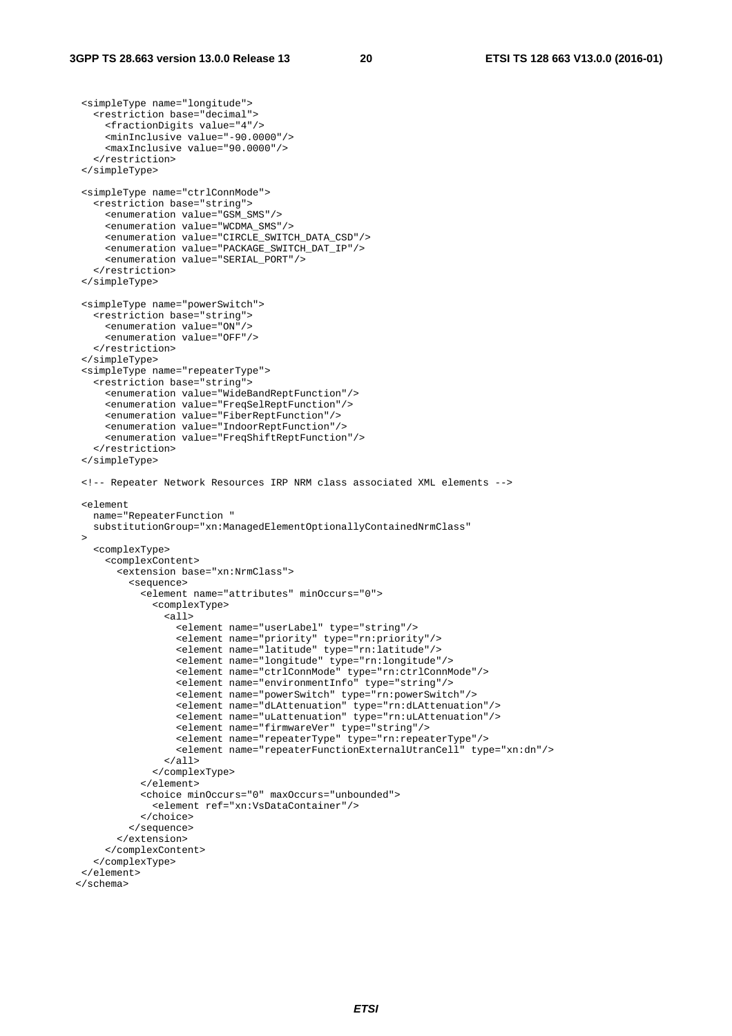```
  <simpleType name="longitude">
    <restriction base="decimal">
      <fractionDigits value="4"/>
      <minInclusive value="-90.0000"/>
      <maxInclusive value="90.0000"/>
    </restriction>
  </simpleType>

  <simpleType name="ctrlConnMode">
    <restriction base="string">
      <enumeration value="GSM_SMS"/>
      <enumeration value="WCDMA_SMS"/>
      <enumeration value="CIRCLE_SWITCH_DATA_CSD"/>
      <enumeration value="PACKAGE_SWITCH_DAT_IP"/>
      <enumeration value="SERIAL_PORT"/>
    </restriction>
  </simpleType>

  <simpleType name="powerSwitch">
    <restriction base="string">
      <enumeration value="ON"/>
      <enumeration value="OFF"/>
    </restriction>
  </simpleType>
  <simpleType name="repeaterType">
    <restriction base="string">
      <enumeration value="WideBandReptFunction"/>
      <enumeration value="FreqSelReptFunction"/>
      <enumeration value="FiberReptFunction"/>
      <enumeration value="IndoorReptFunction"/>
      <enumeration value="FreqShiftReptFunction"/>
    </restriction>
  </simpleType>

  <!-- Repeater Network Resources IRP NRM class associated XML elements -->

  <element
    name="RepeaterFunction "
    substitutionGroup="xn:ManagedElementOptionallyContainedNrmClass"
  >
    <complexType>
      <complexContent>
        <extension base="xn:NrmClass">
          <sequence>
            <element name="attributes" minOccurs="0">
              <complexType>
                <all>
                  <element name="userLabel" type="string"/>
                  <element name="priority" type="rn:priority"/>
                  <element name="latitude" type="rn:latitude"/>
                  <element name="longitude" type="rn:longitude"/>
                  <element name="ctrlConnMode" type="rn:ctrlConnMode"/>
                  <element name="environmentInfo" type="string"/>
                  <element name="powerSwitch" type="rn:powerSwitch"/>
                  <element name="dLAttenuation" type="rn:dLAttenuation"/>
                  <element name="uLattenuation" type="rn:uLAttenuation"/>
                  <element name="firmwareVer" type="string"/>
                  <element name="repeaterType" type="rn:repeaterType"/>
                  <element name="repeaterFunctionExternalUtranCell" type="xn:dn"/>
                </all>
              </complexType>
            </element>
            <choice minOccurs="0" maxOccurs="unbounded">
              <element ref="xn:VsDataContainer"/>
            </choice>
          </sequence>
        </extension>
      </complexContent>
    </complexType>
  </element>
</schema>
```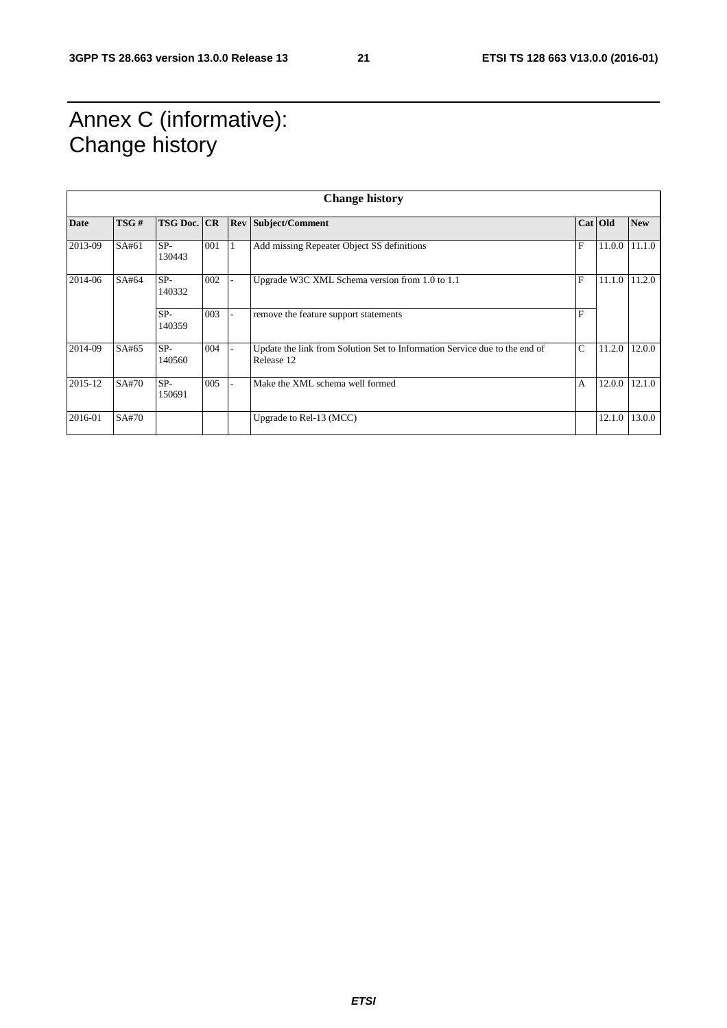# Annex C (informative): Change history

| Change history | | | | | | | | |
|---|---|---|---|---|---|---|---|---|
| **Date** | **TSG #** | **TSG Doc.** | **CR** | **Rev** | **Subject/Comment** | **Cat** | **Old** | **New** |
| 2013-09 | SA#61 | SP-130443 | 001 | 1 | Add missing Repeater Object SS definitions | F | 11.0.0 | 11.1.0 |
| 2014-06 | SA#64 | SP-140332 | 002 | - | Upgrade W3C XML Schema version from 1.0 to 1.1 | F | 11.1.0 | 11.2.0 |
| | | SP-140359 | 003 | - | remove the feature support statements | F | | |
| 2014-09 | SA#65 | SP-140560 | 004 | - | Update the link from Solution Set to Information Service due to the end of Release 12 | C | 11.2.0 | 12.0.0 |
| 2015-12 | SA#70 | SP-150691 | 005 | - | Make the XML schema well formed | A | 12.0.0 | 12.1.0 |
| 2016-01 | SA#70 | | | | Upgrade to Rel-13 (MCC) | | 12.1.0 | 13.0.0 |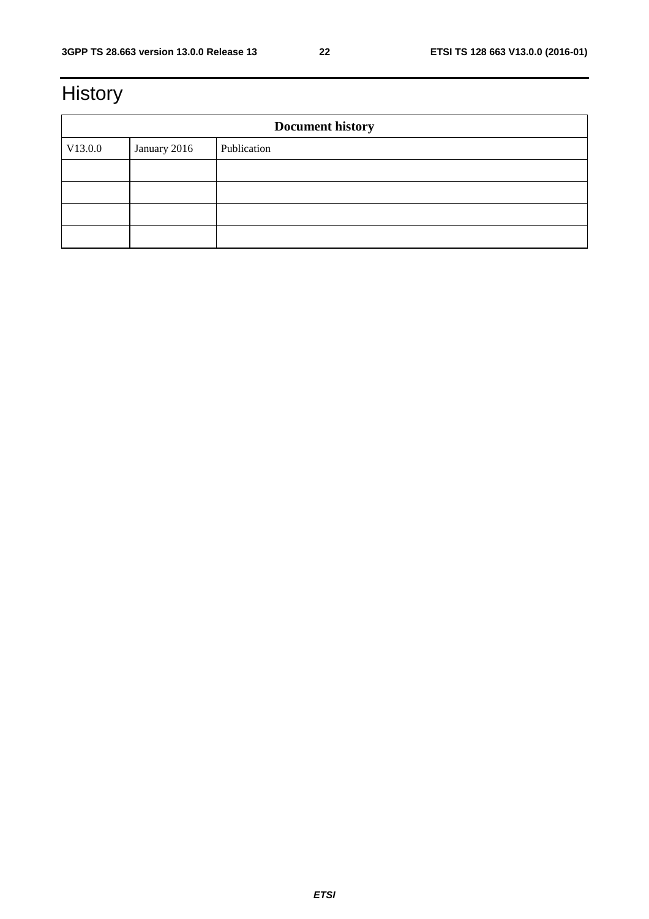# History

| Document history | | |
|---|---|---|
| V13.0.0 | January 2016 | Publication |
| | | |
| | | |
| | | |
| | | |